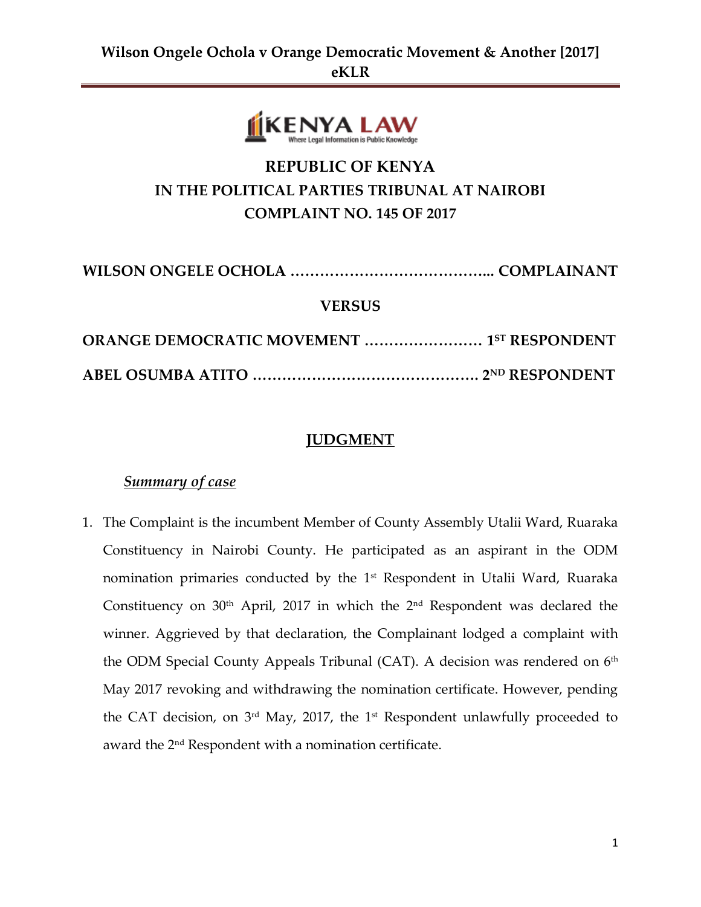REPUBLIC OF KENYA

IN THE POLITICAL PARTIES TRIBUNAL AT NAIROBI

COMPLAINT NO. 145 OF 2017

**WILSON ONGELE OCHOLA ………………………………….. COMPLAINANT**

**VERSUS**

**ORANGE DEMOCRATIC MOVEMENT …………………… 1ST RESPONDENT**

**ABEL OSUMBA ATITO ………………………………………. 2ND RESPONDENT**

## JUDGMENT

### *Summary of case*

1. The Complaint is the incumbent Member of County Assembly Utalii Ward, Ruaraka Constituency in Nairobi County. He participated as an aspirant in the ODM nomination primaries conducted by the 1st Respondent in Utalii Ward, Ruaraka Constituency on 30th April, 2017 in which the 2nd Respondent was declared the winner. Aggrieved by that declaration, the Complainant lodged a complaint with the ODM Special County Appeals Tribunal (CAT). A decision was rendered on 6th May 2017 revoking and withdrawing the nomination certificate. However, pending the CAT decision, on 3rd May, 2017, the 1st Respondent unlawfully proceeded to award the 2nd Respondent with a nomination certificate.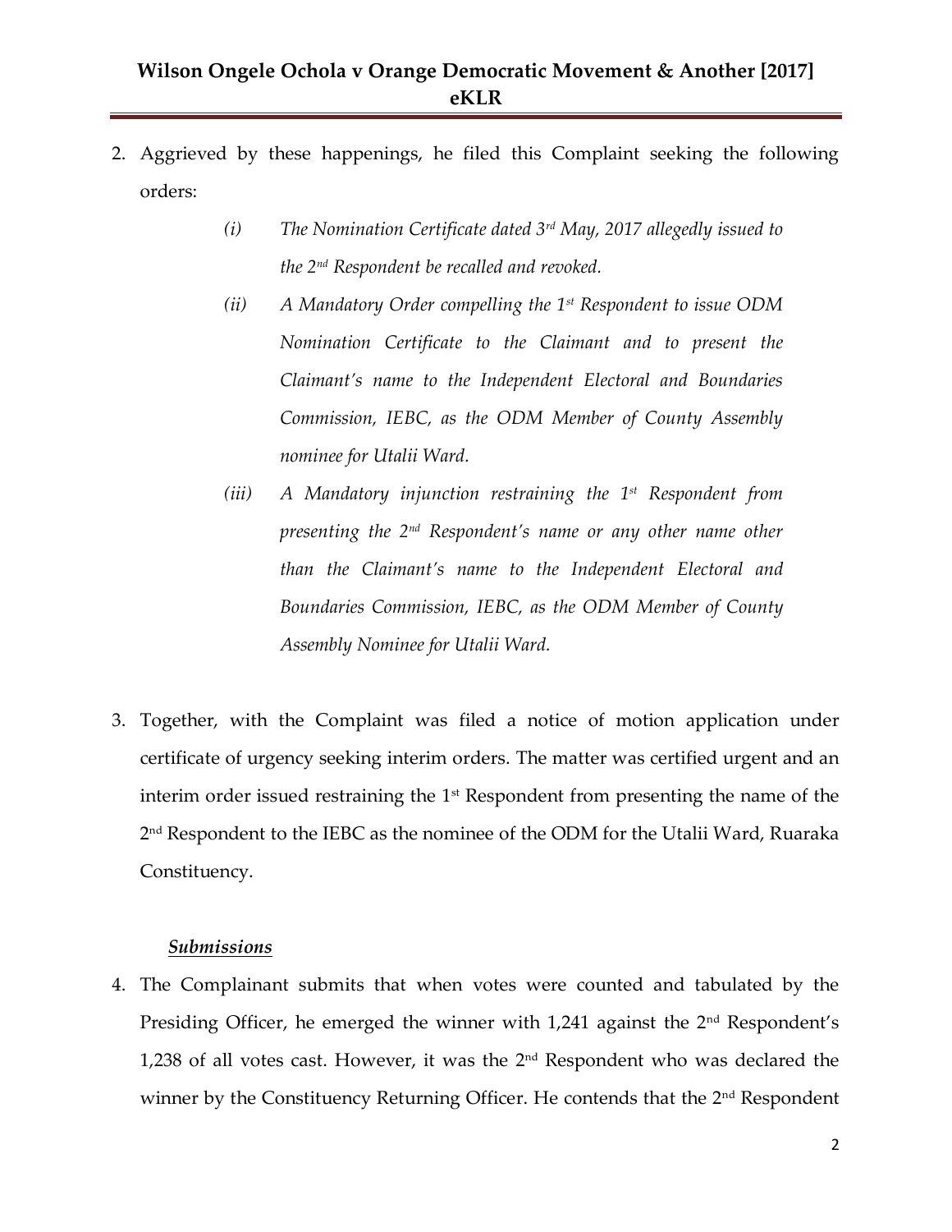2. Aggrieved by these happenings, he filed this Complaint seeking the following orders:

   *(i) The Nomination Certificate dated 3rd May, 2017 allegedly issued to the 2nd Respondent be recalled and revoked.*

   *(ii) A Mandatory Order compelling the 1st Respondent to issue ODM Nomination Certificate to the Claimant and to present the Claimant's name to the Independent Electoral and Boundaries Commission, IEBC, as the ODM Member of County Assembly nominee for Utalii Ward.*

   *(iii) A Mandatory injunction restraining the 1st Respondent from presenting the 2nd Respondent's name or any other name other than the Claimant's name to the Independent Electoral and Boundaries Commission, IEBC, as the ODM Member of County Assembly Nominee for Utalii Ward.*

3. Together, with the Complaint was filed a notice of motion application under certificate of urgency seeking interim orders. The matter was certified urgent and an interim order issued restraining the 1st Respondent from presenting the name of the 2nd Respondent to the IEBC as the nominee of the ODM for the Utalii Ward, Ruaraka Constituency.

***Submissions***

4. The Complainant submits that when votes were counted and tabulated by the Presiding Officer, he emerged the winner with 1,241 against the 2nd Respondent's 1,238 of all votes cast. However, it was the 2nd Respondent who was declared the winner by the Constituency Returning Officer. He contends that the 2nd Respondent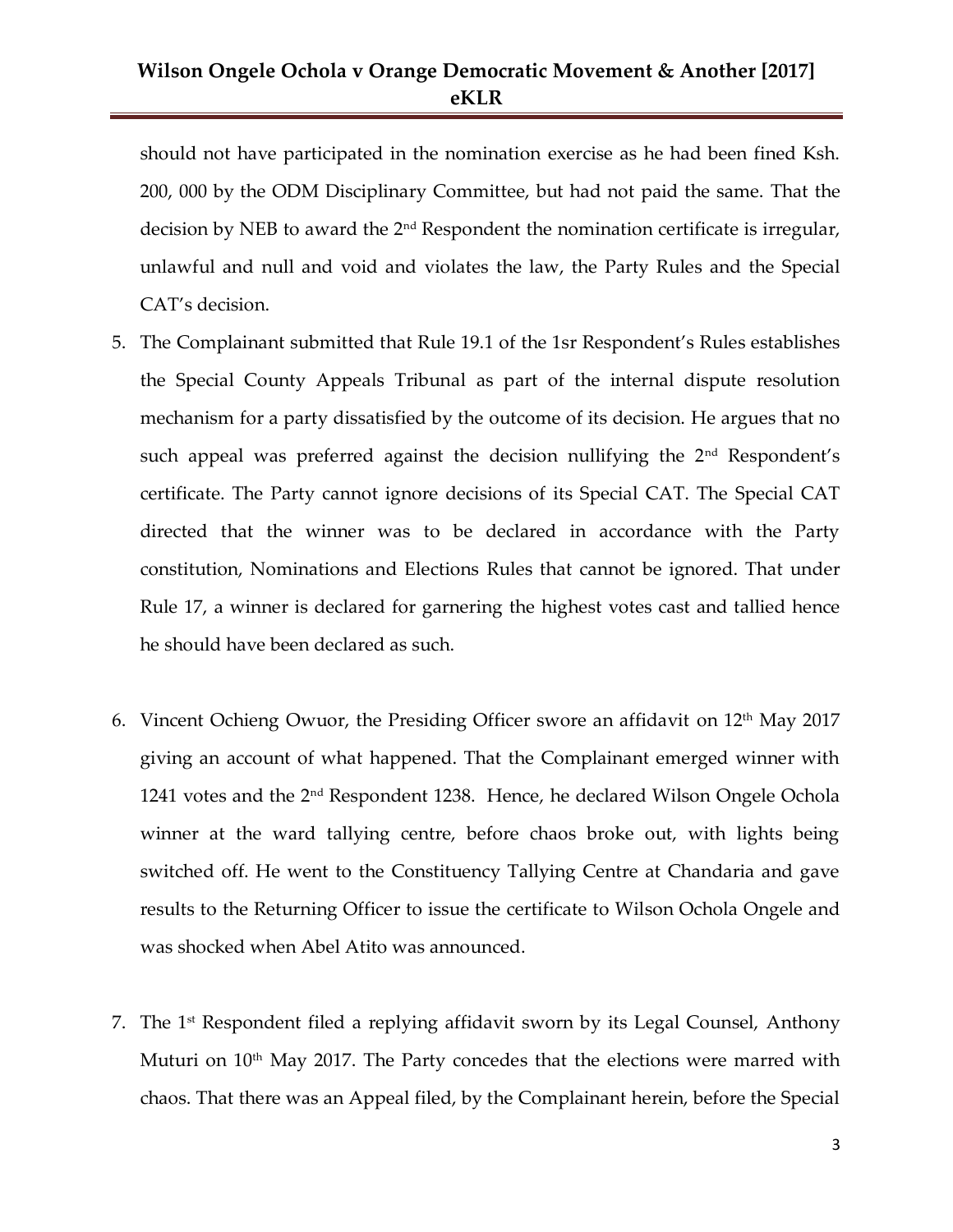should not have participated in the nomination exercise as he had been fined Ksh. 200, 000 by the ODM Disciplinary Committee, but had not paid the same. That the decision by NEB to award the 2nd Respondent the nomination certificate is irregular, unlawful and null and void and violates the law, the Party Rules and the Special CAT's decision.

5. The Complainant submitted that Rule 19.1 of the 1sr Respondent's Rules establishes the Special County Appeals Tribunal as part of the internal dispute resolution mechanism for a party dissatisfied by the outcome of its decision. He argues that no such appeal was preferred against the decision nullifying the 2nd Respondent's certificate. The Party cannot ignore decisions of its Special CAT. The Special CAT directed that the winner was to be declared in accordance with the Party constitution, Nominations and Elections Rules that cannot be ignored. That under Rule 17, a winner is declared for garnering the highest votes cast and tallied hence he should have been declared as such.

6. Vincent Ochieng Owuor, the Presiding Officer swore an affidavit on 12th May 2017 giving an account of what happened. That the Complainant emerged winner with 1241 votes and the 2nd Respondent 1238. Hence, he declared Wilson Ongele Ochola winner at the ward tallying centre, before chaos broke out, with lights being switched off. He went to the Constituency Tallying Centre at Chandaria and gave results to the Returning Officer to issue the certificate to Wilson Ochola Ongele and was shocked when Abel Atito was announced.

7. The 1st Respondent filed a replying affidavit sworn by its Legal Counsel, Anthony Muturi on 10th May 2017. The Party concedes that the elections were marred with chaos. That there was an Appeal filed, by the Complainant herein, before the Special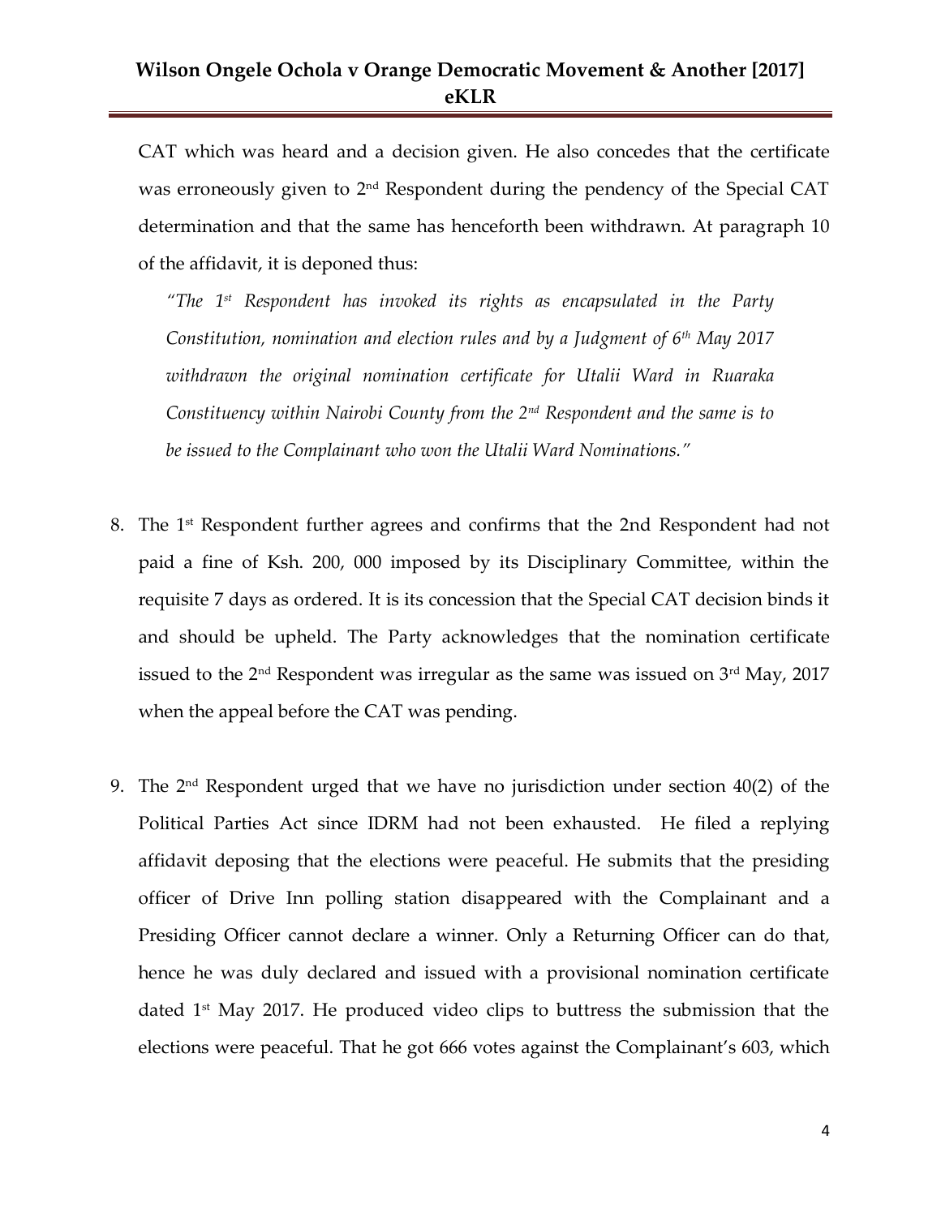CAT which was heard and a decision given. He also concedes that the certificate was erroneously given to 2nd Respondent during the pendency of the Special CAT determination and that the same has henceforth been withdrawn. At paragraph 10 of the affidavit, it is deponed thus:

> *"The 1st Respondent has invoked its rights as encapsulated in the Party Constitution, nomination and election rules and by a Judgment of 6th May 2017 withdrawn the original nomination certificate for Utalii Ward in Ruaraka Constituency within Nairobi County from the 2nd Respondent and the same is to be issued to the Complainant who won the Utalii Ward Nominations."*

8. The 1st Respondent further agrees and confirms that the 2nd Respondent had not paid a fine of Ksh. 200, 000 imposed by its Disciplinary Committee, within the requisite 7 days as ordered. It is its concession that the Special CAT decision binds it and should be upheld. The Party acknowledges that the nomination certificate issued to the 2nd Respondent was irregular as the same was issued on 3rd May, 2017 when the appeal before the CAT was pending.

9. The 2nd Respondent urged that we have no jurisdiction under section 40(2) of the Political Parties Act since IDRM had not been exhausted. He filed a replying affidavit deposing that the elections were peaceful. He submits that the presiding officer of Drive Inn polling station disappeared with the Complainant and a Presiding Officer cannot declare a winner. Only a Returning Officer can do that, hence he was duly declared and issued with a provisional nomination certificate dated 1st May 2017. He produced video clips to buttress the submission that the elections were peaceful. That he got 666 votes against the Complainant's 603, which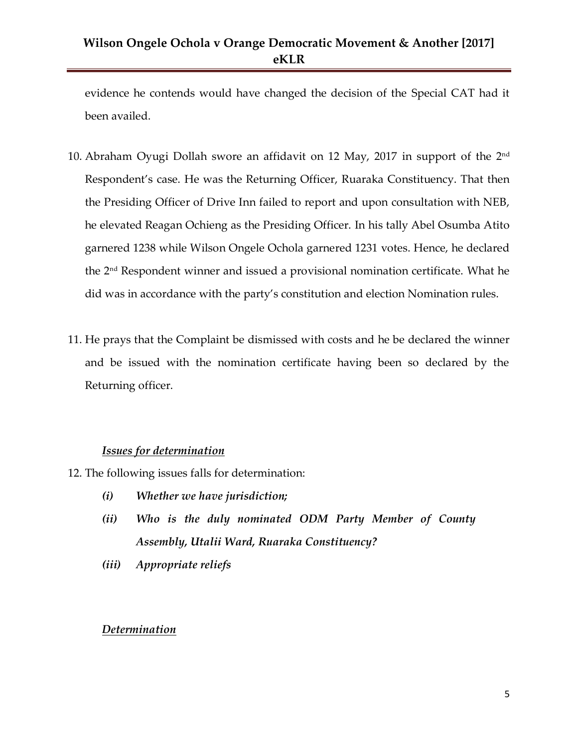evidence he contends would have changed the decision of the Special CAT had it been availed.

10. Abraham Oyugi Dollah swore an affidavit on 12 May, 2017 in support of the 2nd Respondent's case. He was the Returning Officer, Ruaraka Constituency. That then the Presiding Officer of Drive Inn failed to report and upon consultation with NEB, he elevated Reagan Ochieng as the Presiding Officer. In his tally Abel Osumba Atito garnered 1238 while Wilson Ongele Ochola garnered 1231 votes. Hence, he declared the 2nd Respondent winner and issued a provisional nomination certificate. What he did was in accordance with the party's constitution and election Nomination rules.

11. He prays that the Complaint be dismissed with costs and he be declared the winner and be issued with the nomination certificate having been so declared by the Returning officer.

***Issues for determination***

12. The following issues falls for determination:

    ***(i) Whether we have jurisdiction;***

    ***(ii) Who is the duly nominated ODM Party Member of County Assembly, Utalii Ward, Ruaraka Constituency?***

    ***(iii) Appropriate reliefs***

***Determination***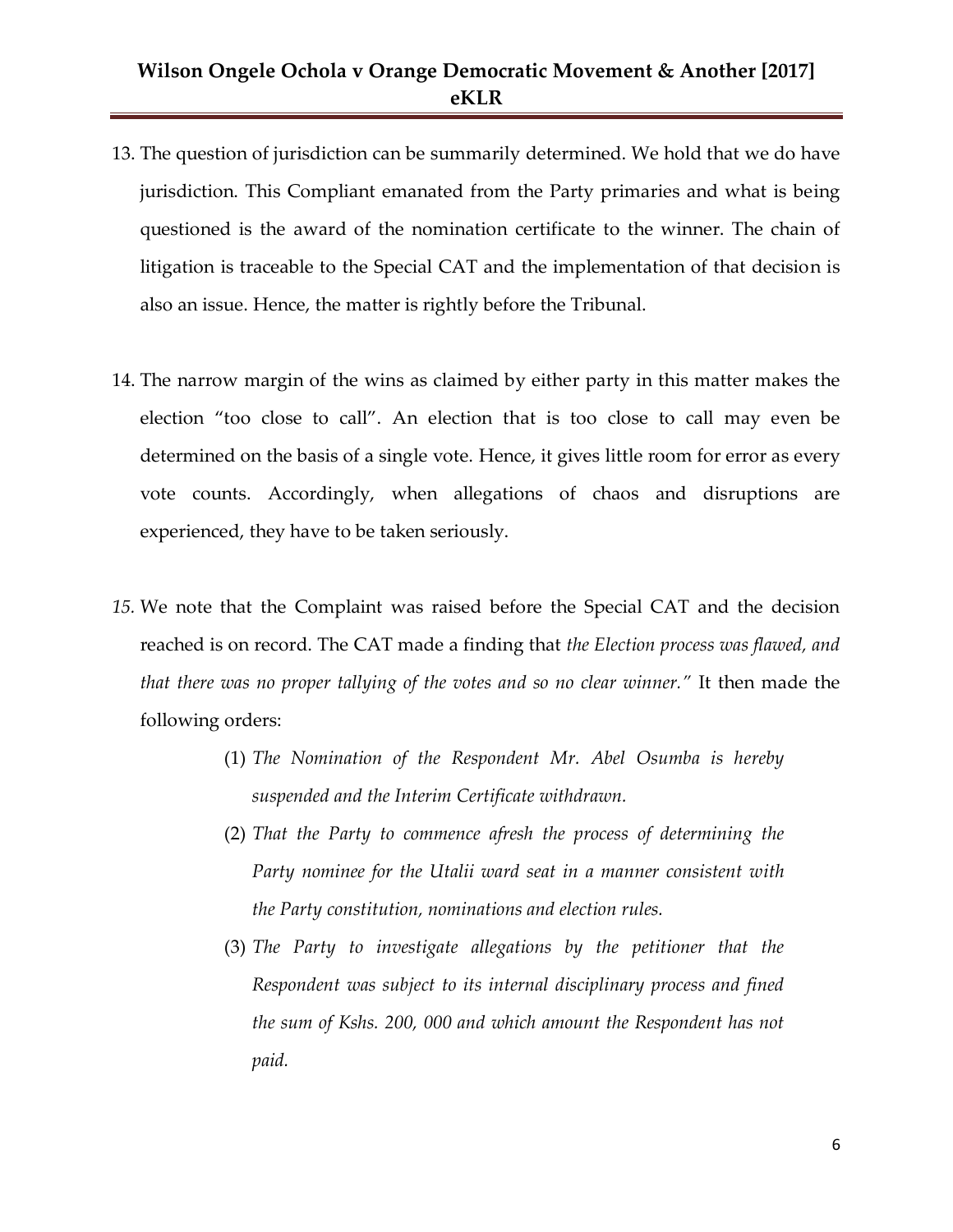13. The question of jurisdiction can be summarily determined. We hold that we do have jurisdiction. This Compliant emanated from the Party primaries and what is being questioned is the award of the nomination certificate to the winner. The chain of litigation is traceable to the Special CAT and the implementation of that decision is also an issue. Hence, the matter is rightly before the Tribunal.

14. The narrow margin of the wins as claimed by either party in this matter makes the election "too close to call". An election that is too close to call may even be determined on the basis of a single vote. Hence, it gives little room for error as every vote counts. Accordingly, when allegations of chaos and disruptions are experienced, they have to be taken seriously.

*15.* We note that the Complaint was raised before the Special CAT and the decision reached is on record. The CAT made a finding that *the Election process was flawed, and that there was no proper tallying of the votes and so no clear winner."* It then made the following orders:

    (1) *The Nomination of the Respondent Mr. Abel Osumba is hereby suspended and the Interim Certificate withdrawn.*
    
    (2) *That the Party to commence afresh the process of determining the Party nominee for the Utalii ward seat in a manner consistent with the Party constitution, nominations and election rules.*
    
    (3) *The Party to investigate allegations by the petitioner that the Respondent was subject to its internal disciplinary process and fined the sum of Kshs. 200, 000 and which amount the Respondent has not paid.*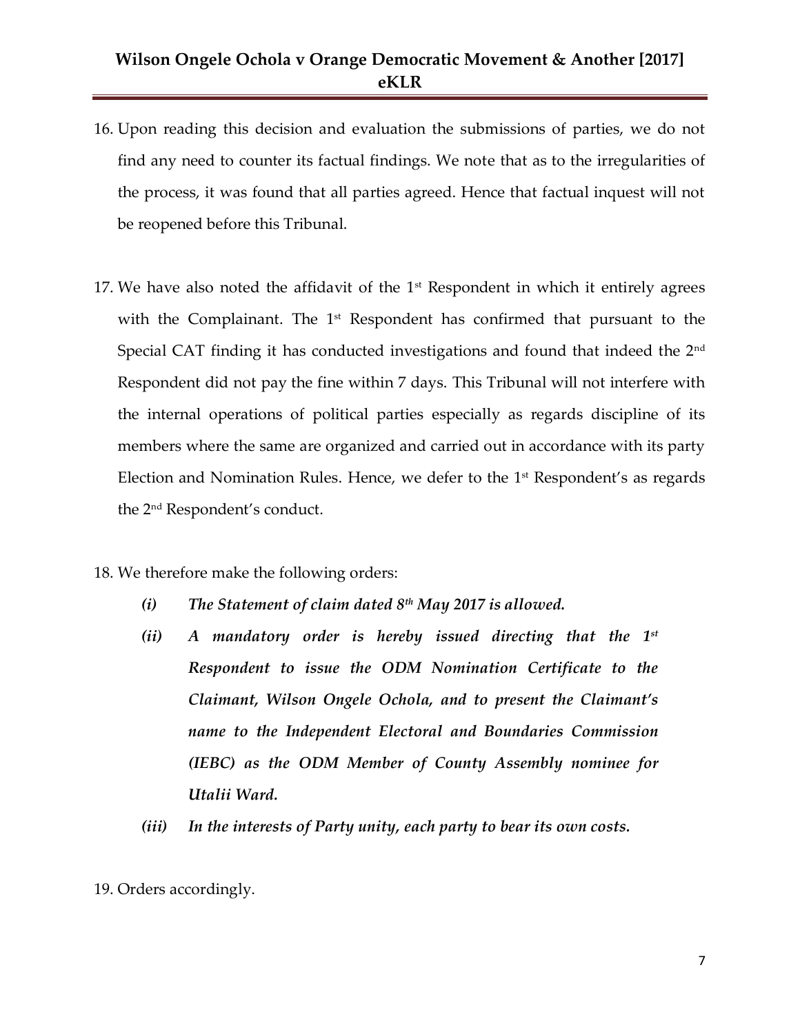16. Upon reading this decision and evaluation the submissions of parties, we do not find any need to counter its factual findings. We note that as to the irregularities of the process, it was found that all parties agreed. Hence that factual inquest will not be reopened before this Tribunal.

17. We have also noted the affidavit of the 1st Respondent in which it entirely agrees with the Complainant. The 1st Respondent has confirmed that pursuant to the Special CAT finding it has conducted investigations and found that indeed the 2nd Respondent did not pay the fine within 7 days. This Tribunal will not interfere with the internal operations of political parties especially as regards discipline of its members where the same are organized and carried out in accordance with its party Election and Nomination Rules. Hence, we defer to the 1st Respondent's as regards the 2nd Respondent's conduct.

18. We therefore make the following orders:

    *(i) The Statement of claim dated 8th May 2017 is allowed.*

    *(ii) A mandatory order is hereby issued directing that the 1st Respondent to issue the ODM Nomination Certificate to the Claimant, Wilson Ongele Ochola, and to present the Claimant's name to the Independent Electoral and Boundaries Commission (IEBC) as the ODM Member of County Assembly nominee for Utalii Ward.*

    *(iii) In the interests of Party unity, each party to bear its own costs.*

19. Orders accordingly.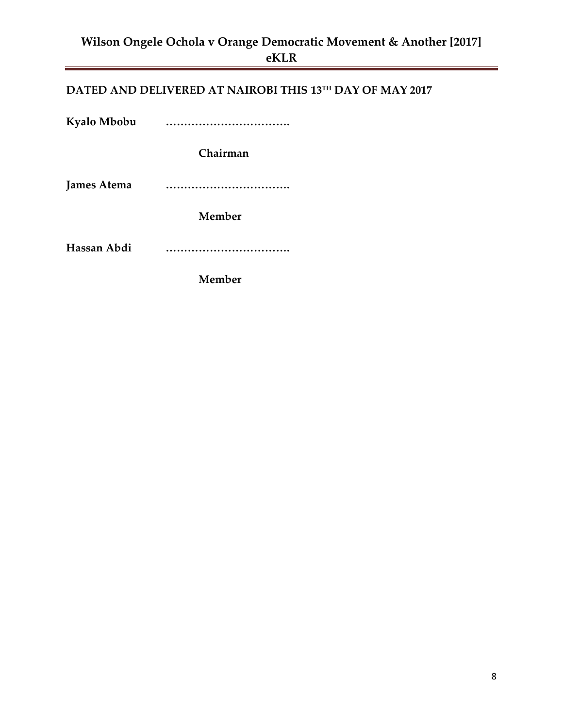**DATED AND DELIVERED AT NAIROBI THIS 13TH DAY OF MAY 2017**

**Kyalo Mbobu** …………………………….

**Chairman**

**James Atema** …………………………….

**Member**

**Hassan Abdi** …………………………….

**Member**